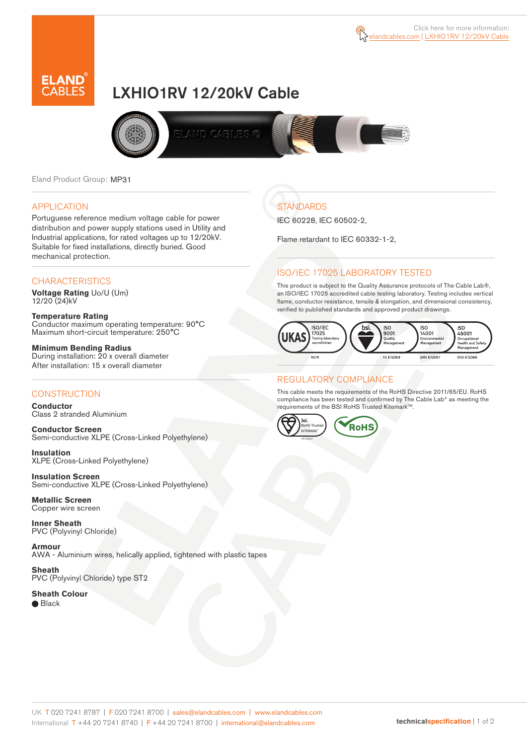Click here for more information: elandcables.com | LXHIO1RV 12/20kV Cable

# LXHIO1RV 12/20kV Cable

Eland Product Group: MP31

## APPLICATION

Portuguese reference medium voltage cable for power distribution and power supply stations used in Utility and Industrial applications, for rated voltages up to 12/20kV. Suitable for fixed installations, directly buried. Good mechanical protection.

## CHARACTERISTICS

**Voltage Rating** Uo/U (Um)
12/20 (24)kV

**Temperature Rating**
Conductor maximum operating temperature: 90°C
Maximum short-circuit temperature: 250°C

**Minimum Bending Radius**
During installation: 20 x overall diameter
After installation: 15 x overall diameter

## CONSTRUCTION

**Conductor**
Class 2 stranded Aluminium

**Conductor Screen**
Semi-conductive XLPE (Cross-Linked Polyethylene)

**Insulation**
XLPE (Cross-Linked Polyethylene)

**Insulation Screen**
Semi-conductive XLPE (Cross-Linked Polyethylene)

**Metallic Screen**
Copper wire screen

**Inner Sheath**
PVC (Polyvinyl Chloride)

**Armour**
AWA - Aluminium wires, helically applied, tightened with plastic tapes

**Sheath**
PVC (Polyvinyl Chloride) type ST2

**Sheath Colour**
● Black

## STANDARDS

IEC 60228, IEC 60502-2,

Flame retardant to IEC 60332-1-2,

## ISO/IEC 17025 LABORATORY TESTED

This product is subject to the Quality Assurance protocols of The Cable Lab®, an ISO/IEC 17025 accredited cable testing laboratory. Testing includes vertical flame, conductor resistance, tensile & elongation, and dimensional consistency, verified to published standards and approved product drawings.

UKAS ISO/IEC 17025 Testing laboratory accreditation 8578 | bsi. ISO 9001 Quality Management FS 672069 | ISO 14001 Environmental Management EMS 672067 | ISO 45001 Occupational Health and Safety Management OHS 672066

## REGULATORY COMPLIANCE

This cable meets the requirements of the RoHS Directive 2011/65/EU. RoHS compliance has been tested and confirmed by The Cable Lab® as meeting the requirements of the BSI RoHS Trusted Kitemark™.

bsi. RoHS Trusted KITEMARK™ | RoHS

UK T 020 7241 8787 | F 020 7241 8700 | sales@elandcables.com | www.elandcables.com
International T +44 20 7241 8740 | F +44 20 7241 8700 | international@elandcables.com

technicalspecification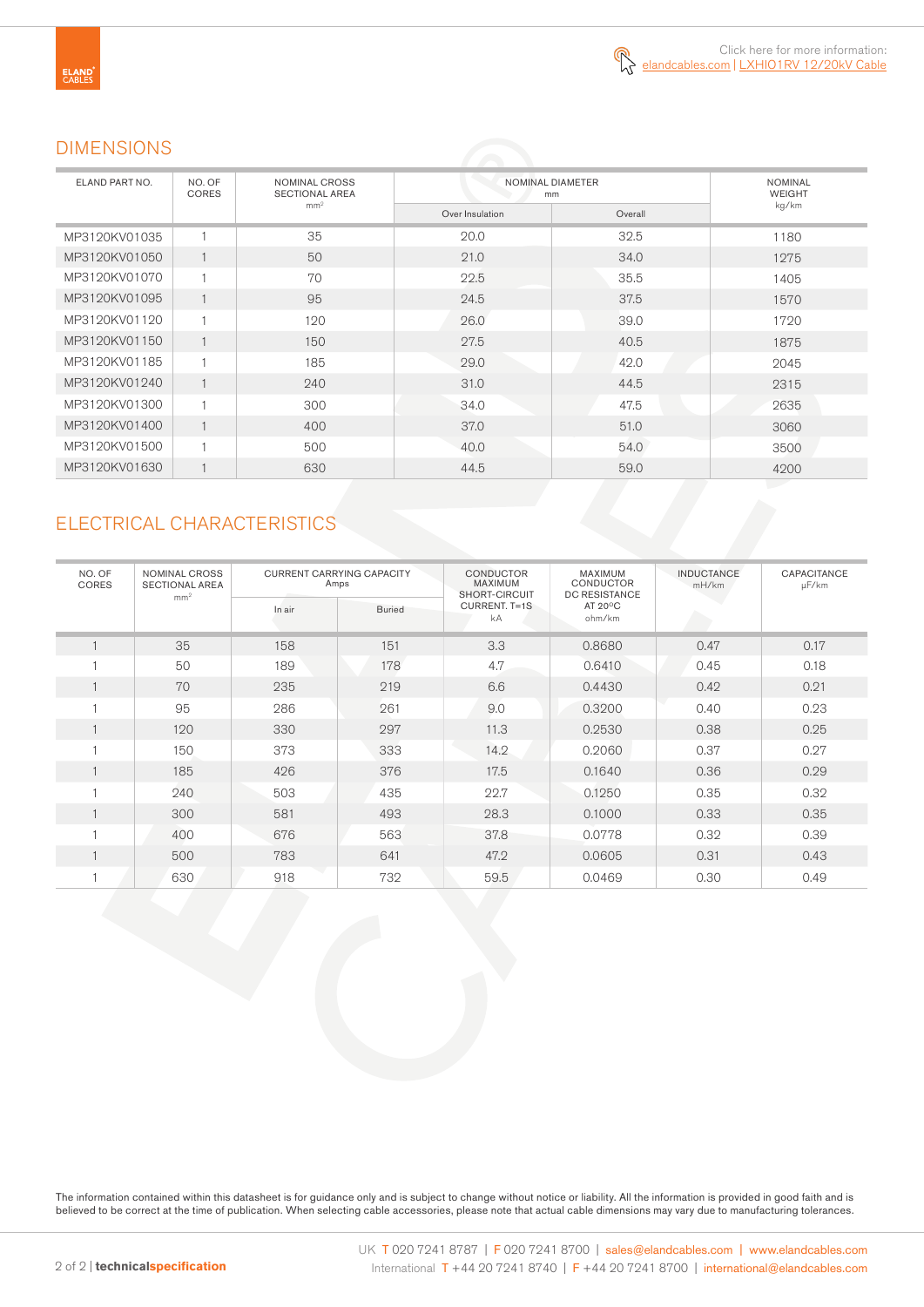Click here for more information: elandcables.com | LXHIO1RV 12/20kV Cable

## DIMENSIONS

| ELAND PART NO. | NO. OF CORES | NOMINAL CROSS SECTIONAL AREA mm² | NOMINAL DIAMETER mm | | NOMINAL WEIGHT kg/km |
|---|---|---|---|---|---|
| | | | Over Insulation | Overall | |
| MP3120KV01035 | 1 | 35 | 20.0 | 32.5 | 1180 |
| MP3120KV01050 | 1 | 50 | 21.0 | 34.0 | 1275 |
| MP3120KV01070 | 1 | 70 | 22.5 | 35.5 | 1405 |
| MP3120KV01095 | 1 | 95 | 24.5 | 37.5 | 1570 |
| MP3120KV01120 | 1 | 120 | 26.0 | 39.0 | 1720 |
| MP3120KV01150 | 1 | 150 | 27.5 | 40.5 | 1875 |
| MP3120KV01185 | 1 | 185 | 29.0 | 42.0 | 2045 |
| MP3120KV01240 | 1 | 240 | 31.0 | 44.5 | 2315 |
| MP3120KV01300 | 1 | 300 | 34.0 | 47.5 | 2635 |
| MP3120KV01400 | 1 | 400 | 37.0 | 51.0 | 3060 |
| MP3120KV01500 | 1 | 500 | 40.0 | 54.0 | 3500 |
| MP3120KV01630 | 1 | 630 | 44.5 | 59.0 | 4200 |

## ELECTRICAL CHARACTERISTICS

| NO. OF CORES | NOMINAL CROSS SECTIONAL AREA mm² | CURRENT CARRYING CAPACITY Amps | | CONDUCTOR MAXIMUM SHORT-CIRCUIT CURRENT. T=1S kA | MAXIMUM CONDUCTOR DC RESISTANCE AT 20ºC ohm/km | INDUCTANCE mH/km | CAPACITANCE µF/km |
|---|---|---|---|---|---|---|---|
| | | In air | Buried | | | | |
| 1 | 35 | 158 | 151 | 3.3 | 0.8680 | 0.47 | 0.17 |
| 1 | 50 | 189 | 178 | 4.7 | 0.6410 | 0.45 | 0.18 |
| 1 | 70 | 235 | 219 | 6.6 | 0.4430 | 0.42 | 0.21 |
| 1 | 95 | 286 | 261 | 9.0 | 0.3200 | 0.40 | 0.23 |
| 1 | 120 | 330 | 297 | 11.3 | 0.2530 | 0.38 | 0.25 |
| 1 | 150 | 373 | 333 | 14.2 | 0.2060 | 0.37 | 0.27 |
| 1 | 185 | 426 | 376 | 17.5 | 0.1640 | 0.36 | 0.29 |
| 1 | 240 | 503 | 435 | 22.7 | 0.1250 | 0.35 | 0.32 |
| 1 | 300 | 581 | 493 | 28.3 | 0.1000 | 0.33 | 0.35 |
| 1 | 400 | 676 | 563 | 37.8 | 0.0778 | 0.32 | 0.39 |
| 1 | 500 | 783 | 641 | 47.2 | 0.0605 | 0.31 | 0.43 |
| 1 | 630 | 918 | 732 | 59.5 | 0.0469 | 0.30 | 0.49 |

The information contained within this datasheet is for guidance only and is subject to change without notice or liability. All the information is provided in good faith and is believed to be correct at the time of publication. When selecting cable accessories, please note that actual cable dimensions may vary due to manufacturing tolerances.

UK T 020 7241 8787 | F 020 7241 8700 | sales@elandcables.com | www.elandcables.com
International T +44 20 7241 8740 | F +44 20 7241 8700 | international@elandcables.com